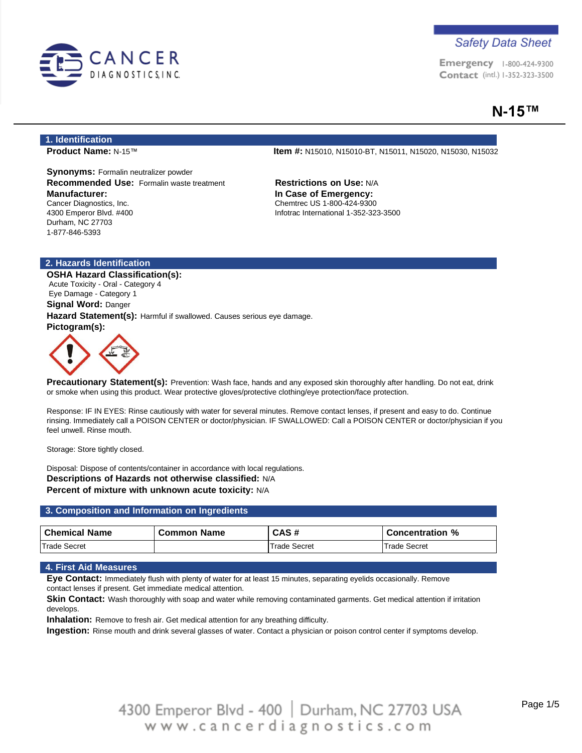Safety Data Sheet

Emergency Contact 1-800-424-9300 (intl.) 1-352-323-3500

# N-15™

## 1. Identification

**Product Name:** N-15™

**Item #:** N15010, N15010-BT, N15011, N15020, N15030, N15032

**Synonyms:** Formalin neutralizer powder

**Recommended Use:** Formalin waste treatment

**Restrictions on Use:** N/A

**Manufacturer:**
Cancer Diagnostics, Inc.
4300 Emperor Blvd. #400
Durham, NC 27703
1-877-846-5393

**In Case of Emergency:**
Chemtrec US 1-800-424-9300
Infotrac International 1-352-323-3500

## 2. Hazards Identification

**OSHA Hazard Classification(s):**
Acute Toxicity - Oral - Category 4
Eye Damage - Category 1

**Signal Word:** Danger

**Hazard Statement(s):** Harmful if swallowed. Causes serious eye damage.

**Pictogram(s):**

**Precautionary Statement(s):** Prevention: Wash face, hands and any exposed skin thoroughly after handling. Do not eat, drink or smoke when using this product. Wear protective gloves/protective clothing/eye protection/face protection.

Response: IF IN EYES: Rinse cautiously with water for several minutes. Remove contact lenses, if present and easy to do. Continue rinsing. Immediately call a POISON CENTER or doctor/physician. IF SWALLOWED: Call a POISON CENTER or doctor/physician if you feel unwell. Rinse mouth.

Storage: Store tightly closed.

Disposal: Dispose of contents/container in accordance with local regulations.

**Descriptions of Hazards not otherwise classified:** N/A

**Percent of mixture with unknown acute toxicity:** N/A

## 3. Composition and Information on Ingredients

| Chemical Name | Common Name | CAS # | Concentration % |
|---|---|---|---|
| Trade Secret | | Trade Secret | Trade Secret |

## 4. First Aid Measures

**Eye Contact:** Immediately flush with plenty of water for at least 15 minutes, separating eyelids occasionally. Remove contact lenses if present. Get immediate medical attention.

**Skin Contact:** Wash thoroughly with soap and water while removing contaminated garments. Get medical attention if irritation develops.

**Inhalation:** Remove to fresh air. Get medical attention for any breathing difficulty.

**Ingestion:** Rinse mouth and drink several glasses of water. Contact a physician or poison control center if symptoms develop.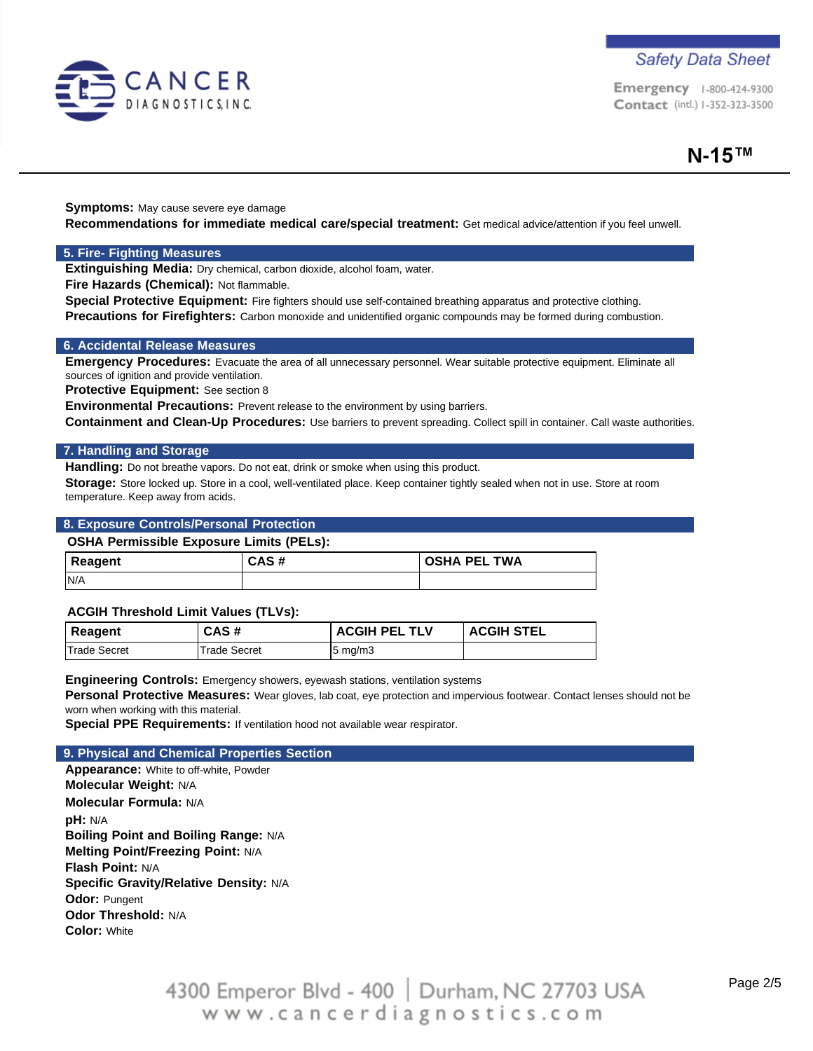**Symptoms:** May cause severe eye damage

**Recommendations for immediate medical care/special treatment:** Get medical advice/attention if you feel unwell.

## 5. Fire- Fighting Measures

**Extinguishing Media:** Dry chemical, carbon dioxide, alcohol foam, water.

**Fire Hazards (Chemical):** Not flammable.

**Special Protective Equipment:** Fire fighters should use self-contained breathing apparatus and protective clothing.

**Precautions for Firefighters:** Carbon monoxide and unidentified organic compounds may be formed during combustion.

## 6. Accidental Release Measures

**Emergency Procedures:** Evacuate the area of all unnecessary personnel. Wear suitable protective equipment. Eliminate all sources of ignition and provide ventilation.

**Protective Equipment:** See section 8

**Environmental Precautions:** Prevent release to the environment by using barriers.

**Containment and Clean-Up Procedures:** Use barriers to prevent spreading. Collect spill in container. Call waste authorities.

## 7. Handling and Storage

**Handling:** Do not breathe vapors. Do not eat, drink or smoke when using this product.

**Storage:** Store locked up. Store in a cool, well-ventilated place. Keep container tightly sealed when not in use. Store at room temperature. Keep away from acids.

## 8. Exposure Controls/Personal Protection

**OSHA Permissible Exposure Limits (PELs):**

| Reagent | CAS # | OSHA PEL TWA |
|---|---|---|
| N/A | | |

**ACGIH Threshold Limit Values (TLVs):**

| Reagent | CAS # | ACGIH PEL TLV | ACGIH STEL |
|---|---|---|---|
| Trade Secret | Trade Secret | 5 mg/m3 | |

**Engineering Controls:** Emergency showers, eyewash stations, ventilation systems

**Personal Protective Measures:** Wear gloves, lab coat, eye protection and impervious footwear. Contact lenses should not be worn when working with this material.

**Special PPE Requirements:** If ventilation hood not available wear respirator.

## 9. Physical and Chemical Properties Section

**Appearance:** White to off-white, Powder

**Molecular Weight:** N/A

**Molecular Formula:** N/A

**pH:** N/A

**Boiling Point and Boiling Range:** N/A

**Melting Point/Freezing Point:** N/A

**Flash Point:** N/A

**Specific Gravity/Relative Density:** N/A

**Odor:** Pungent

**Odor Threshold:** N/A

**Color:** White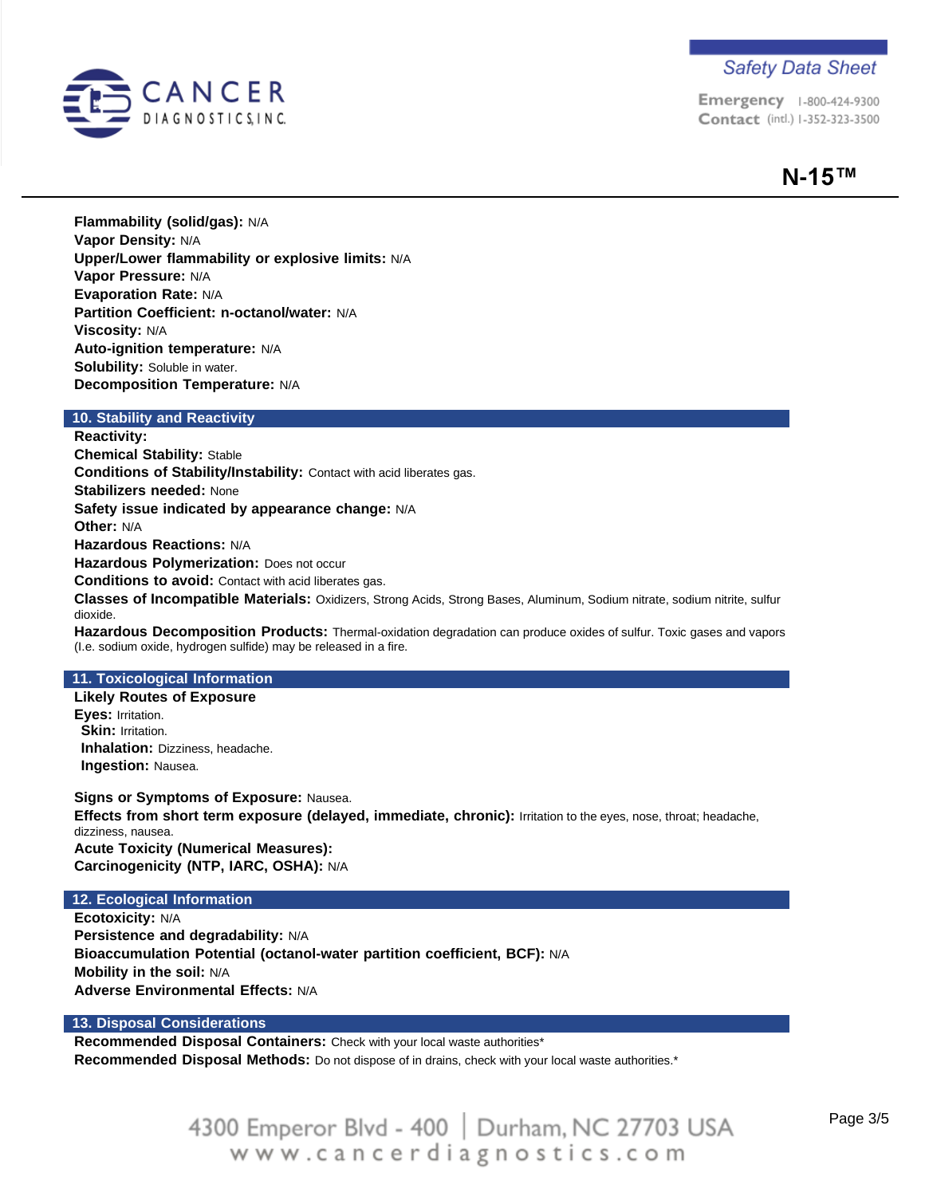**Flammability (solid/gas):** N/A
**Vapor Density:** N/A
**Upper/Lower flammability or explosive limits:** N/A
**Vapor Pressure:** N/A
**Evaporation Rate:** N/A
**Partition Coefficient: n-octanol/water:** N/A
**Viscosity:** N/A
**Auto-ignition temperature:** N/A
**Solubility:** Soluble in water.
**Decomposition Temperature:** N/A

## 10. Stability and Reactivity

**Reactivity:**
**Chemical Stability:** Stable
**Conditions of Stability/Instability:** Contact with acid liberates gas.
**Stabilizers needed:** None
**Safety issue indicated by appearance change:** N/A
**Other:** N/A
**Hazardous Reactions:** N/A
**Hazardous Polymerization:** Does not occur
**Conditions to avoid:** Contact with acid liberates gas.
**Classes of Incompatible Materials:** Oxidizers, Strong Acids, Strong Bases, Aluminum, Sodium nitrate, sodium nitrite, sulfur dioxide.
**Hazardous Decomposition Products:** Thermal-oxidation degradation can produce oxides of sulfur. Toxic gases and vapors (I.e. sodium oxide, hydrogen sulfide) may be released in a fire.

## 11. Toxicological Information

**Likely Routes of Exposure**
**Eyes:** Irritation.
**Skin:** Irritation.
**Inhalation:** Dizziness, headache.
**Ingestion:** Nausea.

**Signs or Symptoms of Exposure:** Nausea.
**Effects from short term exposure (delayed, immediate, chronic):** Irritation to the eyes, nose, throat; headache, dizziness, nausea.
**Acute Toxicity (Numerical Measures):**
**Carcinogenicity (NTP, IARC, OSHA):** N/A

## 12. Ecological Information

**Ecotoxicity:** N/A
**Persistence and degradability:** N/A
**Bioaccumulation Potential (octanol-water partition coefficient, BCF):** N/A
**Mobility in the soil:** N/A
**Adverse Environmental Effects:** N/A

## 13. Disposal Considerations

**Recommended Disposal Containers:** Check with your local waste authorities*
**Recommended Disposal Methods:** Do not dispose of in drains, check with your local waste authorities.*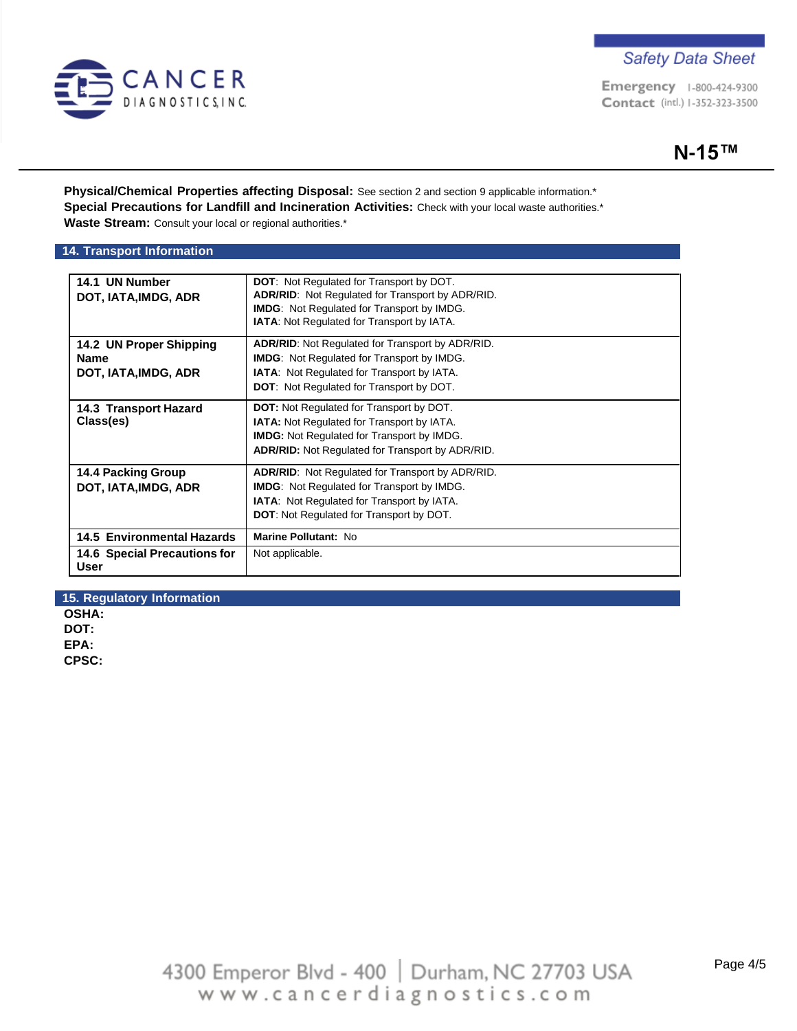**Physical/Chemical Properties affecting Disposal:** See section 2 and section 9 applicable information.*
**Special Precautions for Landfill and Incineration Activities:** Check with your local waste authorities.*
**Waste Stream:** Consult your local or regional authorities.*

## 14. Transport Information

| | |
|---|---|
| **14.1 UN Number**<br>**DOT, IATA,IMDG, ADR** | **DOT**: Not Regulated for Transport by DOT.<br>**ADR/RID**: Not Regulated for Transport by ADR/RID.<br>**IMDG**: Not Regulated for Transport by IMDG.<br>**IATA**: Not Regulated for Transport by IATA. |
| **14.2 UN Proper Shipping Name**<br>**DOT, IATA,IMDG, ADR** | **ADR/RID**: Not Regulated for Transport by ADR/RID.<br>**IMDG**: Not Regulated for Transport by IMDG.<br>**IATA**: Not Regulated for Transport by IATA.<br>**DOT**: Not Regulated for Transport by DOT. |
| **14.3 Transport Hazard Class(es)** | **DOT:** Not Regulated for Transport by DOT.<br>**IATA:** Not Regulated for Transport by IATA.<br>**IMDG:** Not Regulated for Transport by IMDG.<br>**ADR/RID:** Not Regulated for Transport by ADR/RID. |
| **14.4 Packing Group**<br>**DOT, IATA,IMDG, ADR** | **ADR/RID**: Not Regulated for Transport by ADR/RID.<br>**IMDG**: Not Regulated for Transport by IMDG.<br>**IATA**: Not Regulated for Transport by IATA.<br>**DOT**: Not Regulated for Transport by DOT. |
| **14.5 Environmental Hazards** | **Marine Pollutant:** No |
| **14.6 Special Precautions for User** | Not applicable. |

## 15. Regulatory Information

**OSHA:**
**DOT:**
**EPA:**
**CPSC:**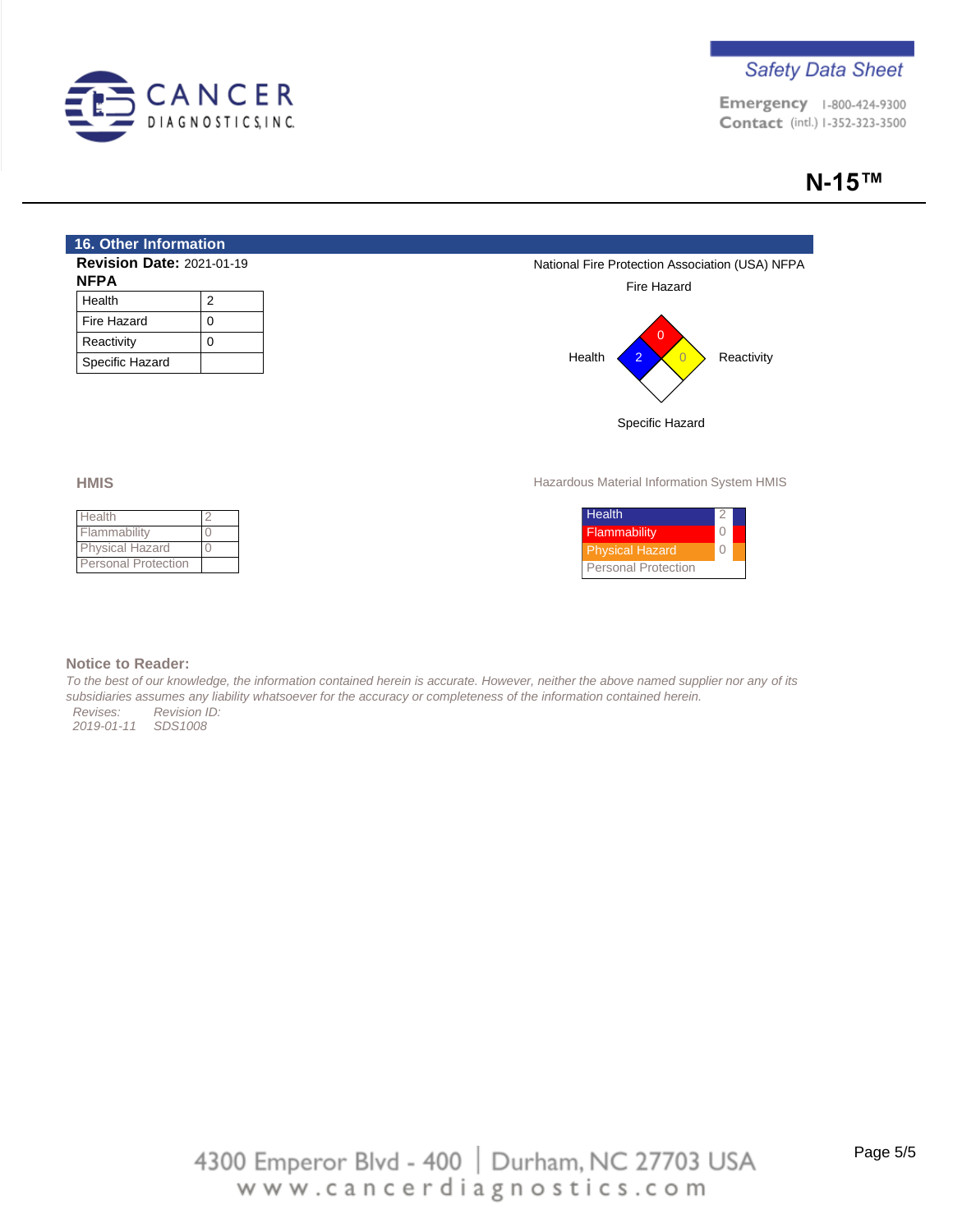## 16. Other Information

**Revision Date:** 2021-01-19

**NFPA**

| | |
|---|---|
| Health | 2 |
| Fire Hazard | 0 |
| Reactivity | 0 |
| Specific Hazard | |

National Fire Protection Association (USA) NFPA

Fire Hazard

0

Health

2

0

Reactivity

Specific Hazard

**HMIS**

| | |
|---|---|
| Health | 2 |
| Flammability | 0 |
| Physical Hazard | 0 |
| Personal Protection | |

Hazardous Material Information System HMIS

| | |
|---|---|
| Health | 2 |
| Flammability | 0 |
| Physical Hazard | 0 |
| Personal Protection | |

**Notice to Reader:**

*To the best of our knowledge, the information contained herein is accurate. However, neither the above named supplier nor any of its subsidiaries assumes any liability whatsoever for the accuracy or completeness of the information contained herein.*

| | |
|---|---|
| *Revises:* | *Revision ID:* |
| *2019-01-11* | *SDS1008* |